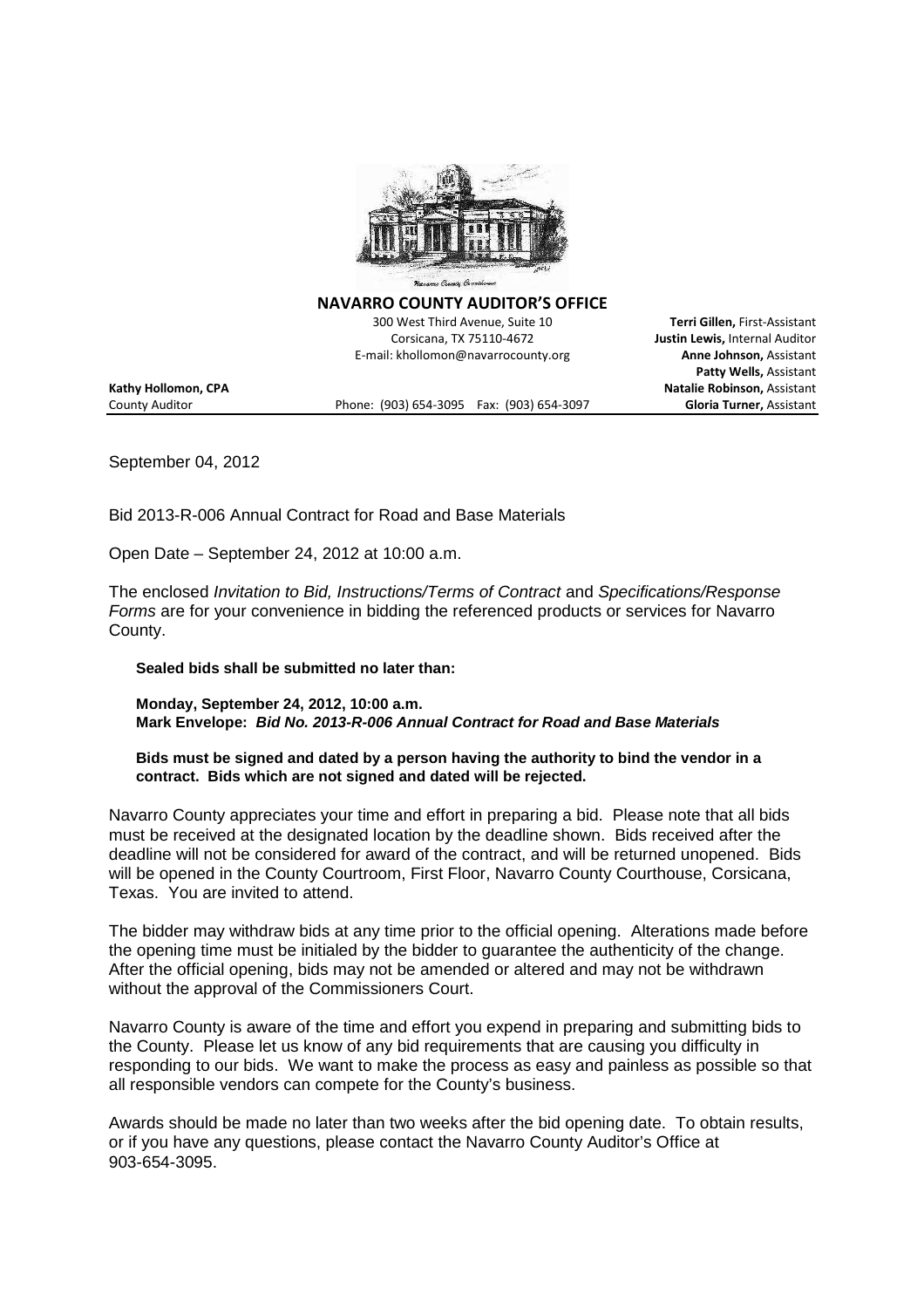**NAVARRO COUNTY AUDITOR'S OFFICE**

300 West Third Avenue, Suite 10
Corsicana, TX 75110-4672
E-mail: khollomon@navarrocounty.org

Phone: (903) 654-3095 Fax: (903) 654-3097

**Kathy Hollomon, CPA**
County Auditor

**Terri Gillen,** First-Assistant
**Justin Lewis,** Internal Auditor
**Anne Johnson,** Assistant
**Patty Wells,** Assistant
**Natalie Robinson,** Assistant
**Gloria Turner,** Assistant

September 04, 2012

Bid 2013-R-006 Annual Contract for Road and Base Materials

Open Date – September 24, 2012 at 10:00 a.m.

The enclosed *Invitation to Bid, Instructions/Terms of Contract* and *Specifications/Response Forms* are for your convenience in bidding the referenced products or services for Navarro County.

**Sealed bids shall be submitted no later than:**

**Monday, September 24, 2012, 10:00 a.m.**
**Mark Envelope: *Bid No. 2013-R-006 Annual Contract for Road and Base Materials***

**Bids must be signed and dated by a person having the authority to bind the vendor in a contract. Bids which are not signed and dated will be rejected.**

Navarro County appreciates your time and effort in preparing a bid. Please note that all bids must be received at the designated location by the deadline shown. Bids received after the deadline will not be considered for award of the contract, and will be returned unopened. Bids will be opened in the County Courtroom, First Floor, Navarro County Courthouse, Corsicana, Texas. You are invited to attend.

The bidder may withdraw bids at any time prior to the official opening. Alterations made before the opening time must be initialed by the bidder to guarantee the authenticity of the change. After the official opening, bids may not be amended or altered and may not be withdrawn without the approval of the Commissioners Court.

Navarro County is aware of the time and effort you expend in preparing and submitting bids to the County. Please let us know of any bid requirements that are causing you difficulty in responding to our bids. We want to make the process as easy and painless as possible so that all responsible vendors can compete for the County's business.

Awards should be made no later than two weeks after the bid opening date. To obtain results, or if you have any questions, please contact the Navarro County Auditor's Office at 903-654-3095.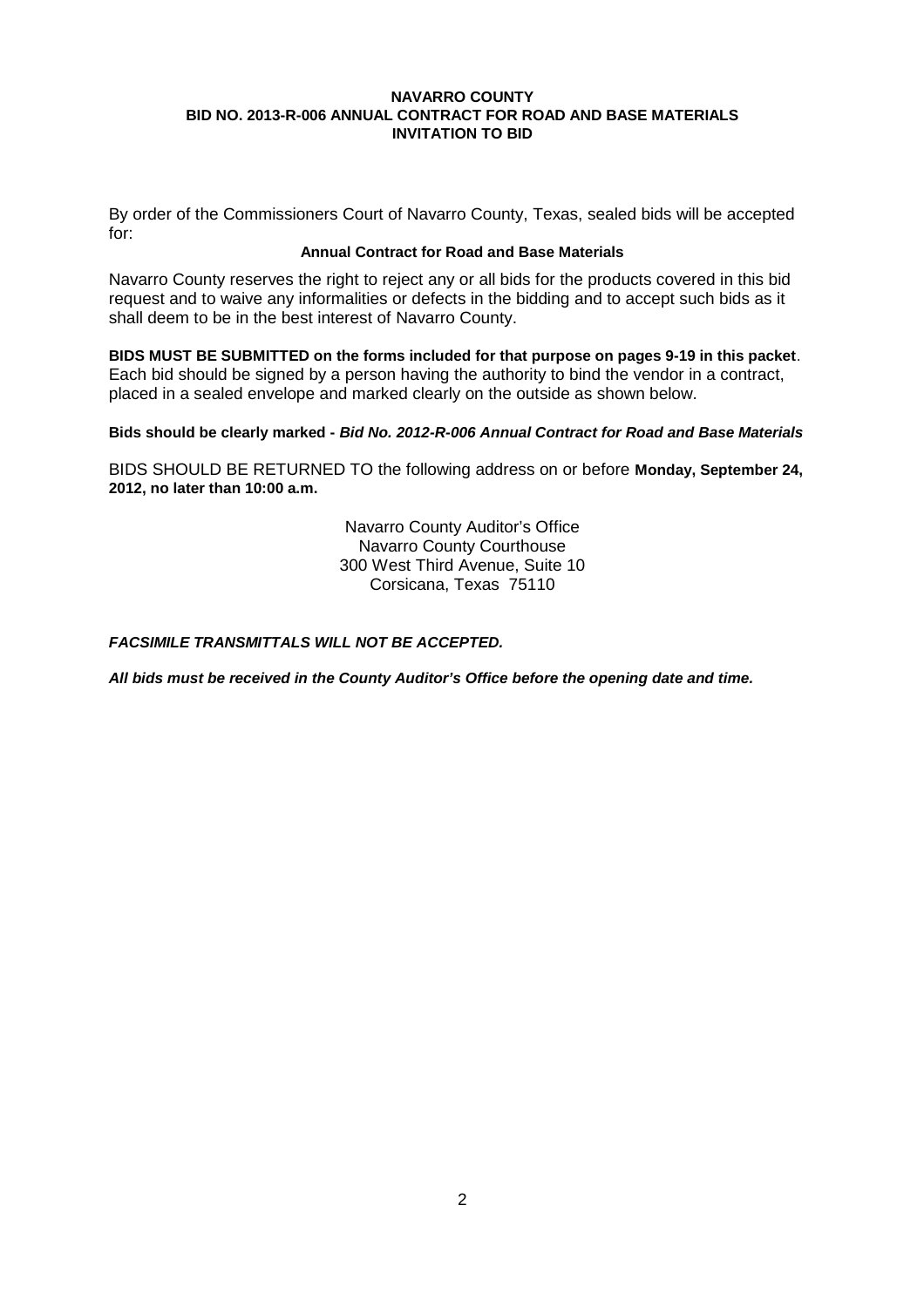**NAVARRO COUNTY**
**BID NO. 2013-R-006 ANNUAL CONTRACT FOR ROAD AND BASE MATERIALS**
**INVITATION TO BID**

By order of the Commissioners Court of Navarro County, Texas, sealed bids will be accepted for:

**Annual Contract for Road and Base Materials**

Navarro County reserves the right to reject any or all bids for the products covered in this bid request and to waive any informalities or defects in the bidding and to accept such bids as it shall deem to be in the best interest of Navarro County.

**BIDS MUST BE SUBMITTED on the forms included for that purpose on pages 9-19 in this packet**. Each bid should be signed by a person having the authority to bind the vendor in a contract, placed in a sealed envelope and marked clearly on the outside as shown below.

**Bids should be clearly marked -** ***Bid No. 2012-R-006 Annual Contract for Road and Base Materials***

BIDS SHOULD BE RETURNED TO the following address on or before **Monday, September 24, 2012, no later than 10:00 a.m.**

Navarro County Auditor's Office
Navarro County Courthouse
300 West Third Avenue, Suite 10
Corsicana, Texas 75110

***FACSIMILE TRANSMITTALS WILL NOT BE ACCEPTED.***

***All bids must be received in the County Auditor's Office before the opening date and time.***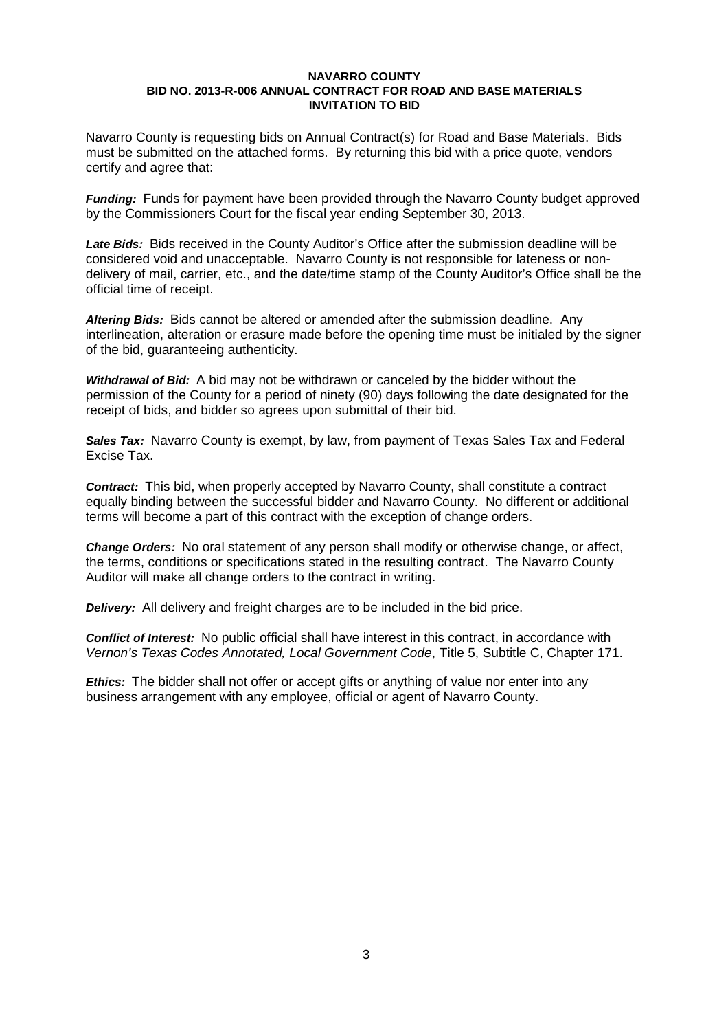**NAVARRO COUNTY**
**BID NO. 2013-R-006 ANNUAL CONTRACT FOR ROAD AND BASE MATERIALS**
**INVITATION TO BID**

Navarro County is requesting bids on Annual Contract(s) for Road and Base Materials. Bids must be submitted on the attached forms. By returning this bid with a price quote, vendors certify and agree that:

***Funding:*** Funds for payment have been provided through the Navarro County budget approved by the Commissioners Court for the fiscal year ending September 30, 2013.

***Late Bids:*** Bids received in the County Auditor's Office after the submission deadline will be considered void and unacceptable. Navarro County is not responsible for lateness or non-delivery of mail, carrier, etc., and the date/time stamp of the County Auditor's Office shall be the official time of receipt.

***Altering Bids:*** Bids cannot be altered or amended after the submission deadline. Any interlineation, alteration or erasure made before the opening time must be initialed by the signer of the bid, guaranteeing authenticity.

***Withdrawal of Bid:*** A bid may not be withdrawn or canceled by the bidder without the permission of the County for a period of ninety (90) days following the date designated for the receipt of bids, and bidder so agrees upon submittal of their bid.

***Sales Tax:*** Navarro County is exempt, by law, from payment of Texas Sales Tax and Federal Excise Tax.

***Contract:*** This bid, when properly accepted by Navarro County, shall constitute a contract equally binding between the successful bidder and Navarro County. No different or additional terms will become a part of this contract with the exception of change orders.

***Change Orders:*** No oral statement of any person shall modify or otherwise change, or affect, the terms, conditions or specifications stated in the resulting contract. The Navarro County Auditor will make all change orders to the contract in writing.

***Delivery:*** All delivery and freight charges are to be included in the bid price.

***Conflict of Interest:*** No public official shall have interest in this contract, in accordance with *Vernon's Texas Codes Annotated, Local Government Code*, Title 5, Subtitle C, Chapter 171.

***Ethics:*** The bidder shall not offer or accept gifts or anything of value nor enter into any business arrangement with any employee, official or agent of Navarro County.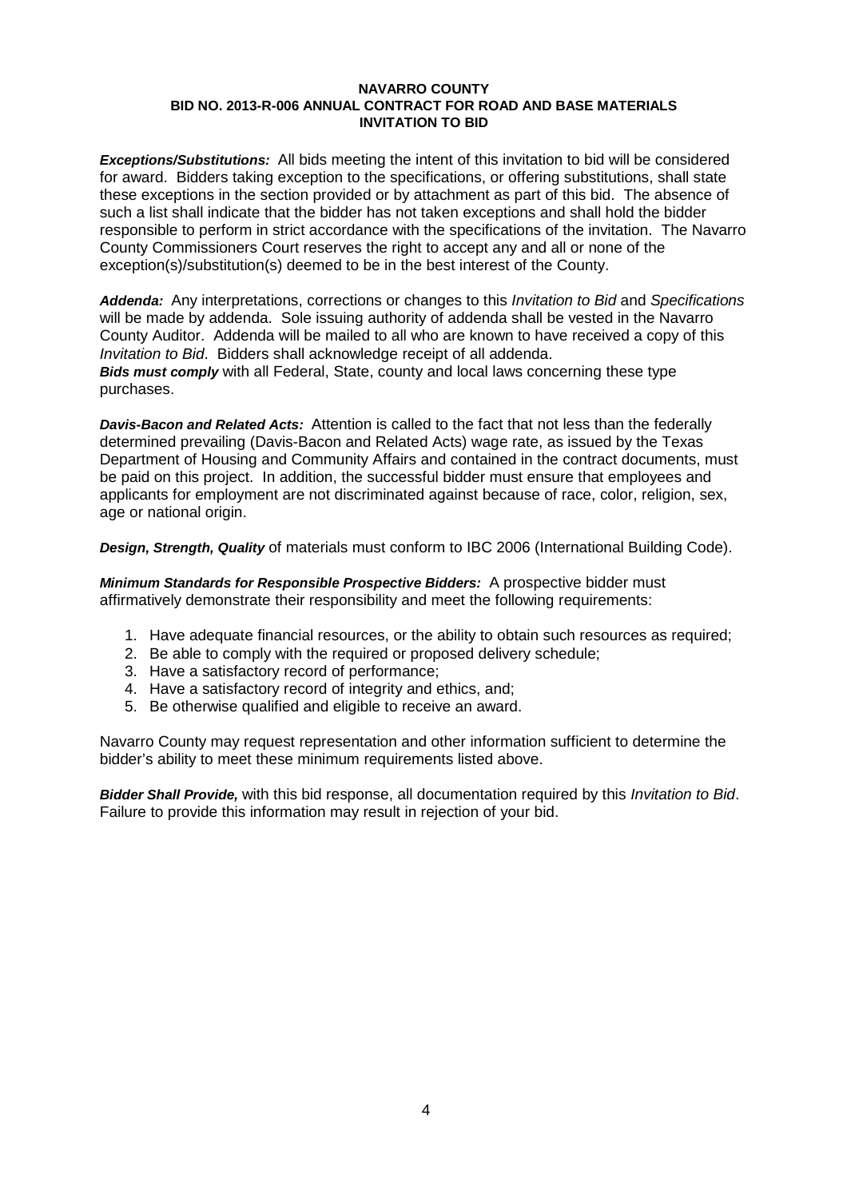**NAVARRO COUNTY**
**BID NO. 2013-R-006 ANNUAL CONTRACT FOR ROAD AND BASE MATERIALS**
**INVITATION TO BID**

***Exceptions/Substitutions:*** All bids meeting the intent of this invitation to bid will be considered for award. Bidders taking exception to the specifications, or offering substitutions, shall state these exceptions in the section provided or by attachment as part of this bid. The absence of such a list shall indicate that the bidder has not taken exceptions and shall hold the bidder responsible to perform in strict accordance with the specifications of the invitation. The Navarro County Commissioners Court reserves the right to accept any and all or none of the exception(s)/substitution(s) deemed to be in the best interest of the County.

***Addenda:*** Any interpretations, corrections or changes to this *Invitation to Bid* and *Specifications* will be made by addenda. Sole issuing authority of addenda shall be vested in the Navarro County Auditor. Addenda will be mailed to all who are known to have received a copy of this *Invitation to Bid*. Bidders shall acknowledge receipt of all addenda.
***Bids must comply*** with all Federal, State, county and local laws concerning these type purchases.

***Davis-Bacon and Related Acts:*** Attention is called to the fact that not less than the federally determined prevailing (Davis-Bacon and Related Acts) wage rate, as issued by the Texas Department of Housing and Community Affairs and contained in the contract documents, must be paid on this project. In addition, the successful bidder must ensure that employees and applicants for employment are not discriminated against because of race, color, religion, sex, age or national origin.

***Design, Strength, Quality*** of materials must conform to IBC 2006 (International Building Code).

***Minimum Standards for Responsible Prospective Bidders:*** A prospective bidder must affirmatively demonstrate their responsibility and meet the following requirements:

1. Have adequate financial resources, or the ability to obtain such resources as required;
2. Be able to comply with the required or proposed delivery schedule;
3. Have a satisfactory record of performance;
4. Have a satisfactory record of integrity and ethics, and;
5. Be otherwise qualified and eligible to receive an award.

Navarro County may request representation and other information sufficient to determine the bidder's ability to meet these minimum requirements listed above.

***Bidder Shall Provide,*** with this bid response, all documentation required by this *Invitation to Bid*. Failure to provide this information may result in rejection of your bid.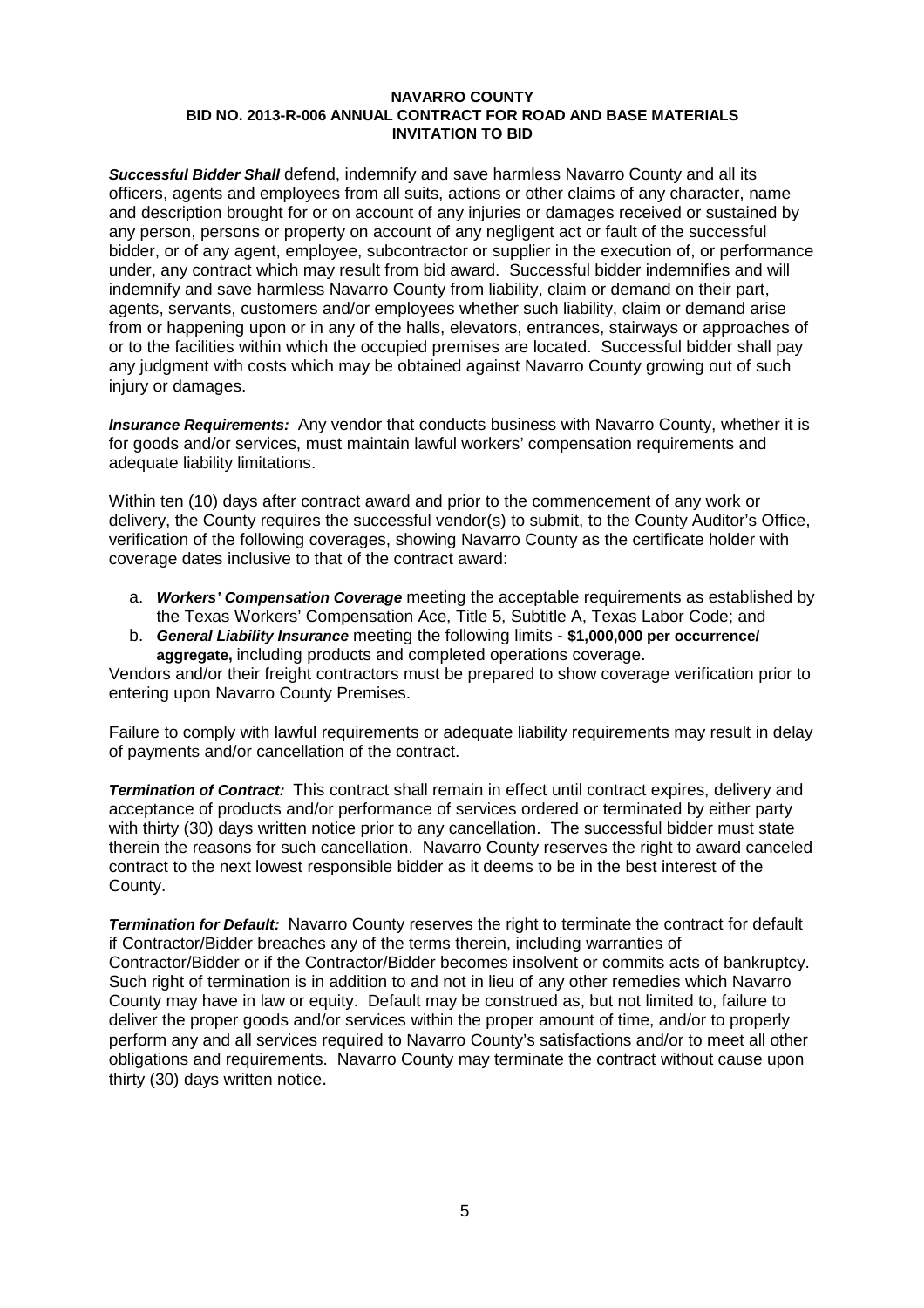**NAVARRO COUNTY**
**BID NO. 2013-R-006 ANNUAL CONTRACT FOR ROAD AND BASE MATERIALS**
**INVITATION TO BID**

***Successful Bidder Shall*** defend, indemnify and save harmless Navarro County and all its officers, agents and employees from all suits, actions or other claims of any character, name and description brought for or on account of any injuries or damages received or sustained by any person, persons or property on account of any negligent act or fault of the successful bidder, or of any agent, employee, subcontractor or supplier in the execution of, or performance under, any contract which may result from bid award. Successful bidder indemnifies and will indemnify and save harmless Navarro County from liability, claim or demand on their part, agents, servants, customers and/or employees whether such liability, claim or demand arise from or happening upon or in any of the halls, elevators, entrances, stairways or approaches of or to the facilities within which the occupied premises are located. Successful bidder shall pay any judgment with costs which may be obtained against Navarro County growing out of such injury or damages.

***Insurance Requirements:*** Any vendor that conducts business with Navarro County, whether it is for goods and/or services, must maintain lawful workers' compensation requirements and adequate liability limitations.

Within ten (10) days after contract award and prior to the commencement of any work or delivery, the County requires the successful vendor(s) to submit, to the County Auditor's Office, verification of the following coverages, showing Navarro County as the certificate holder with coverage dates inclusive to that of the contract award:

a. ***Workers' Compensation Coverage*** meeting the acceptable requirements as established by the Texas Workers' Compensation Ace, Title 5, Subtitle A, Texas Labor Code; and
b. ***General Liability Insurance*** meeting the following limits - **$1,000,000 per occurrence/ aggregate,** including products and completed operations coverage.

Vendors and/or their freight contractors must be prepared to show coverage verification prior to entering upon Navarro County Premises.

Failure to comply with lawful requirements or adequate liability requirements may result in delay of payments and/or cancellation of the contract.

***Termination of Contract:*** This contract shall remain in effect until contract expires, delivery and acceptance of products and/or performance of services ordered or terminated by either party with thirty (30) days written notice prior to any cancellation. The successful bidder must state therein the reasons for such cancellation. Navarro County reserves the right to award canceled contract to the next lowest responsible bidder as it deems to be in the best interest of the County.

***Termination for Default:*** Navarro County reserves the right to terminate the contract for default if Contractor/Bidder breaches any of the terms therein, including warranties of Contractor/Bidder or if the Contractor/Bidder becomes insolvent or commits acts of bankruptcy. Such right of termination is in addition to and not in lieu of any other remedies which Navarro County may have in law or equity. Default may be construed as, but not limited to, failure to deliver the proper goods and/or services within the proper amount of time, and/or to properly perform any and all services required to Navarro County's satisfactions and/or to meet all other obligations and requirements. Navarro County may terminate the contract without cause upon thirty (30) days written notice.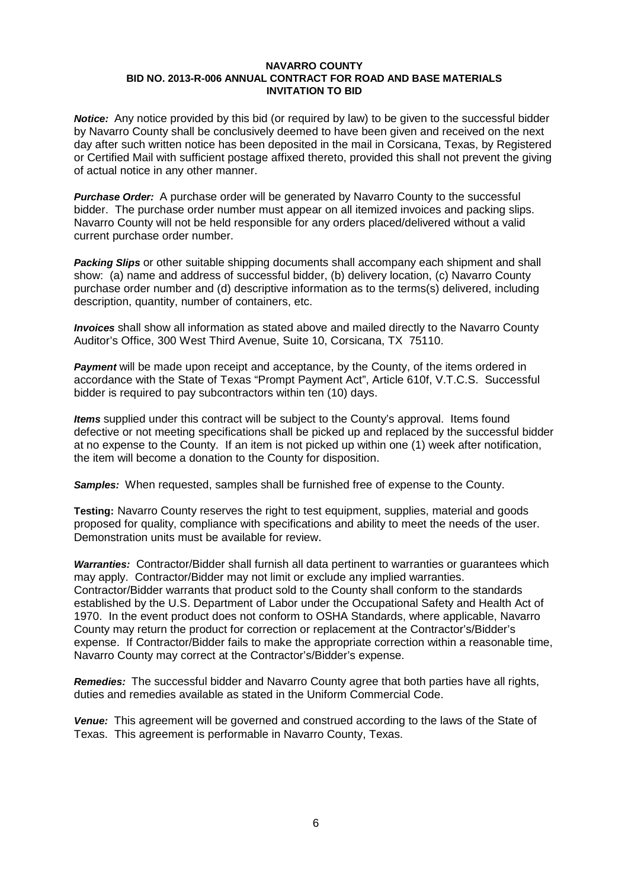**NAVARRO COUNTY**
**BID NO. 2013-R-006 ANNUAL CONTRACT FOR ROAD AND BASE MATERIALS**
**INVITATION TO BID**

***Notice:*** Any notice provided by this bid (or required by law) to be given to the successful bidder by Navarro County shall be conclusively deemed to have been given and received on the next day after such written notice has been deposited in the mail in Corsicana, Texas, by Registered or Certified Mail with sufficient postage affixed thereto, provided this shall not prevent the giving of actual notice in any other manner.

***Purchase Order:*** A purchase order will be generated by Navarro County to the successful bidder. The purchase order number must appear on all itemized invoices and packing slips. Navarro County will not be held responsible for any orders placed/delivered without a valid current purchase order number.

***Packing Slips*** or other suitable shipping documents shall accompany each shipment and shall show: (a) name and address of successful bidder, (b) delivery location, (c) Navarro County purchase order number and (d) descriptive information as to the terms(s) delivered, including description, quantity, number of containers, etc.

***Invoices*** shall show all information as stated above and mailed directly to the Navarro County Auditor's Office, 300 West Third Avenue, Suite 10, Corsicana, TX 75110.

***Payment*** will be made upon receipt and acceptance, by the County, of the items ordered in accordance with the State of Texas "Prompt Payment Act", Article 610f, V.T.C.S. Successful bidder is required to pay subcontractors within ten (10) days.

***Items*** supplied under this contract will be subject to the County's approval. Items found defective or not meeting specifications shall be picked up and replaced by the successful bidder at no expense to the County. If an item is not picked up within one (1) week after notification, the item will become a donation to the County for disposition.

***Samples:*** When requested, samples shall be furnished free of expense to the County.

**Testing:** Navarro County reserves the right to test equipment, supplies, material and goods proposed for quality, compliance with specifications and ability to meet the needs of the user. Demonstration units must be available for review.

***Warranties:*** Contractor/Bidder shall furnish all data pertinent to warranties or guarantees which may apply. Contractor/Bidder may not limit or exclude any implied warranties. Contractor/Bidder warrants that product sold to the County shall conform to the standards established by the U.S. Department of Labor under the Occupational Safety and Health Act of 1970. In the event product does not conform to OSHA Standards, where applicable, Navarro County may return the product for correction or replacement at the Contractor's/Bidder's expense. If Contractor/Bidder fails to make the appropriate correction within a reasonable time, Navarro County may correct at the Contractor's/Bidder's expense.

***Remedies:*** The successful bidder and Navarro County agree that both parties have all rights, duties and remedies available as stated in the Uniform Commercial Code.

***Venue:*** This agreement will be governed and construed according to the laws of the State of Texas. This agreement is performable in Navarro County, Texas.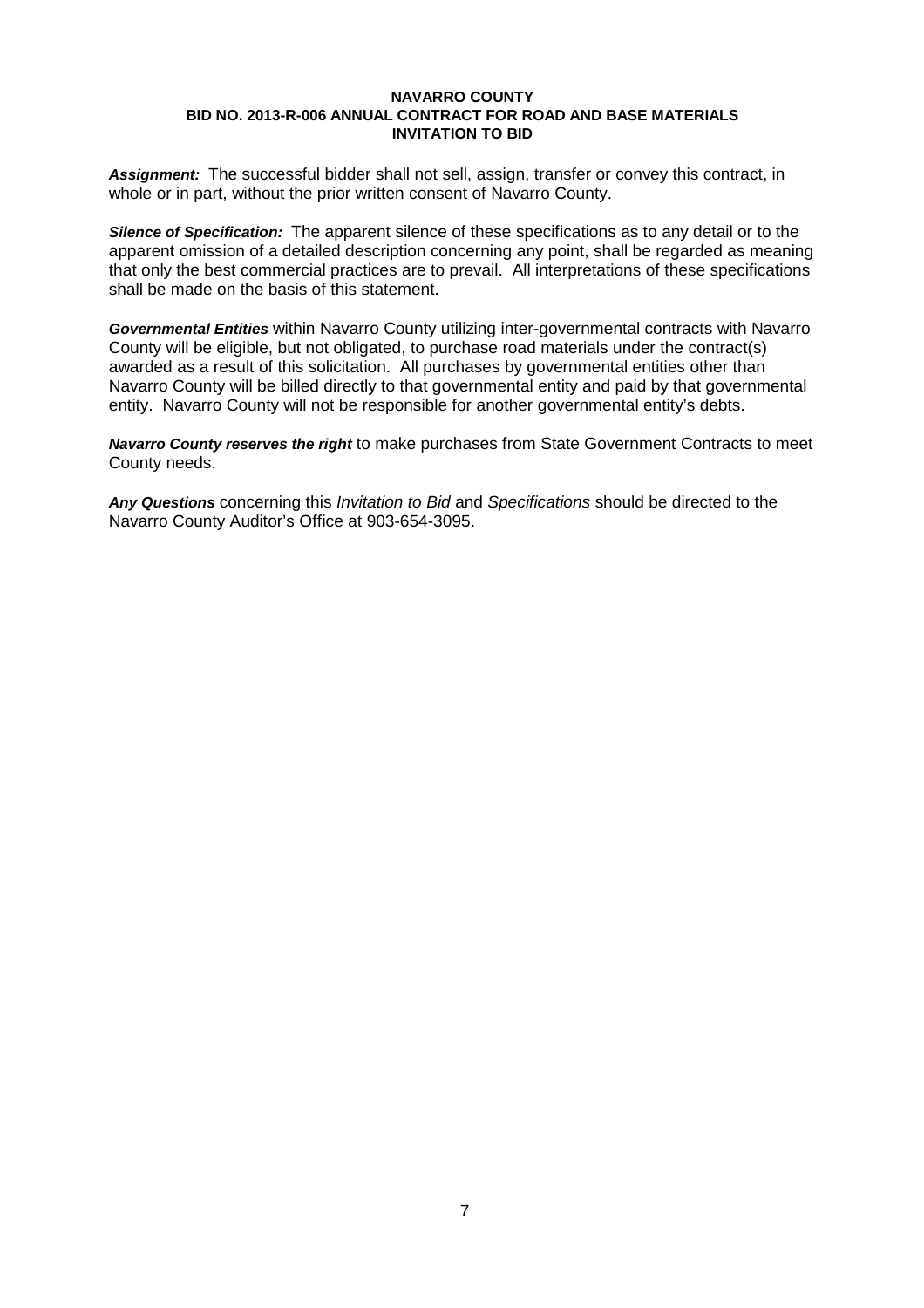**NAVARRO COUNTY**
**BID NO. 2013-R-006 ANNUAL CONTRACT FOR ROAD AND BASE MATERIALS**
**INVITATION TO BID**

***Assignment:*** The successful bidder shall not sell, assign, transfer or convey this contract, in whole or in part, without the prior written consent of Navarro County.

***Silence of Specification:*** The apparent silence of these specifications as to any detail or to the apparent omission of a detailed description concerning any point, shall be regarded as meaning that only the best commercial practices are to prevail. All interpretations of these specifications shall be made on the basis of this statement.

***Governmental Entities*** within Navarro County utilizing inter-governmental contracts with Navarro County will be eligible, but not obligated, to purchase road materials under the contract(s) awarded as a result of this solicitation. All purchases by governmental entities other than Navarro County will be billed directly to that governmental entity and paid by that governmental entity. Navarro County will not be responsible for another governmental entity's debts.

***Navarro County reserves the right*** to make purchases from State Government Contracts to meet County needs.

***Any Questions*** concerning this *Invitation to Bid* and *Specifications* should be directed to the Navarro County Auditor's Office at 903-654-3095.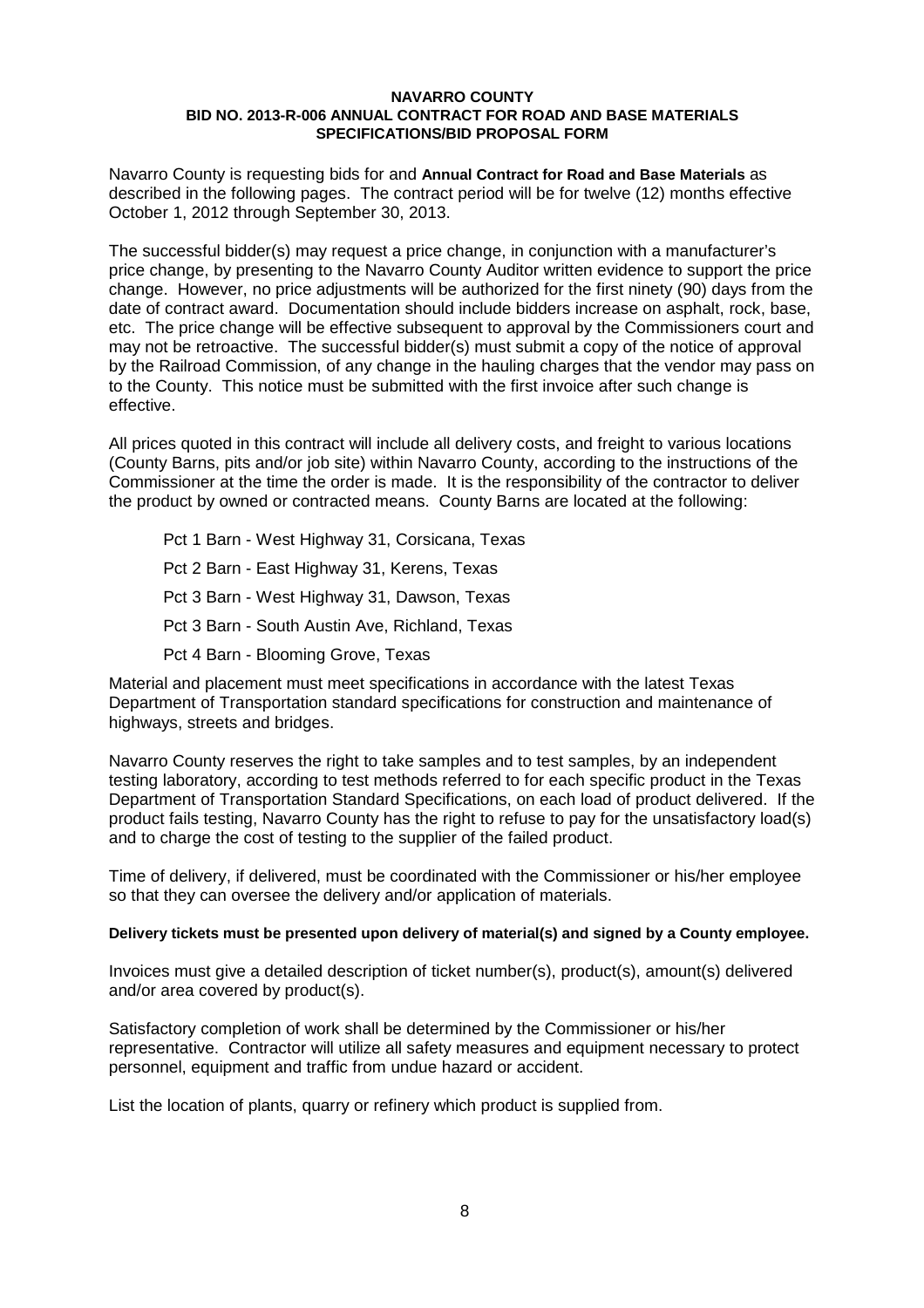**NAVARRO COUNTY**
**BID NO. 2013-R-006 ANNUAL CONTRACT FOR ROAD AND BASE MATERIALS**
**SPECIFICATIONS/BID PROPOSAL FORM**

Navarro County is requesting bids for and **Annual Contract for Road and Base Materials** as described in the following pages. The contract period will be for twelve (12) months effective October 1, 2012 through September 30, 2013.

The successful bidder(s) may request a price change, in conjunction with a manufacturer's price change, by presenting to the Navarro County Auditor written evidence to support the price change. However, no price adjustments will be authorized for the first ninety (90) days from the date of contract award. Documentation should include bidders increase on asphalt, rock, base, etc. The price change will be effective subsequent to approval by the Commissioners court and may not be retroactive. The successful bidder(s) must submit a copy of the notice of approval by the Railroad Commission, of any change in the hauling charges that the vendor may pass on to the County. This notice must be submitted with the first invoice after such change is effective.

All prices quoted in this contract will include all delivery costs, and freight to various locations (County Barns, pits and/or job site) within Navarro County, according to the instructions of the Commissioner at the time the order is made. It is the responsibility of the contractor to deliver the product by owned or contracted means. County Barns are located at the following:

- Pct 1 Barn - West Highway 31, Corsicana, Texas
- Pct 2 Barn - East Highway 31, Kerens, Texas
- Pct 3 Barn - West Highway 31, Dawson, Texas
- Pct 3 Barn - South Austin Ave, Richland, Texas
- Pct 4 Barn - Blooming Grove, Texas

Material and placement must meet specifications in accordance with the latest Texas Department of Transportation standard specifications for construction and maintenance of highways, streets and bridges.

Navarro County reserves the right to take samples and to test samples, by an independent testing laboratory, according to test methods referred to for each specific product in the Texas Department of Transportation Standard Specifications, on each load of product delivered. If the product fails testing, Navarro County has the right to refuse to pay for the unsatisfactory load(s) and to charge the cost of testing to the supplier of the failed product.

Time of delivery, if delivered, must be coordinated with the Commissioner or his/her employee so that they can oversee the delivery and/or application of materials.

**Delivery tickets must be presented upon delivery of material(s) and signed by a County employee.**

Invoices must give a detailed description of ticket number(s), product(s), amount(s) delivered and/or area covered by product(s).

Satisfactory completion of work shall be determined by the Commissioner or his/her representative. Contractor will utilize all safety measures and equipment necessary to protect personnel, equipment and traffic from undue hazard or accident.

List the location of plants, quarry or refinery which product is supplied from.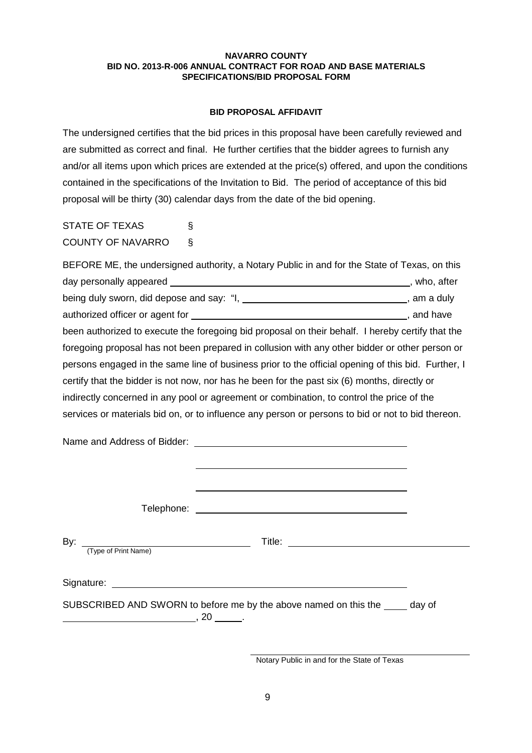**NAVARRO COUNTY**
**BID NO. 2013-R-006 ANNUAL CONTRACT FOR ROAD AND BASE MATERIALS**
**SPECIFICATIONS/BID PROPOSAL FORM**

## BID PROPOSAL AFFIDAVIT

The undersigned certifies that the bid prices in this proposal have been carefully reviewed and are submitted as correct and final. He further certifies that the bidder agrees to furnish any and/or all items upon which prices are extended at the price(s) offered, and upon the conditions contained in the specifications of the Invitation to Bid. The period of acceptance of this bid proposal will be thirty (30) calendar days from the date of the bid opening.

STATE OF TEXAS §
COUNTY OF NAVARRO §

BEFORE ME, the undersigned authority, a Notary Public in and for the State of Texas, on this day personally appeared ______________________________, who, after being duly sworn, did depose and say: "I, ______________________________, am a duly authorized officer or agent for ______________________________, and have been authorized to execute the foregoing bid proposal on their behalf. I hereby certify that the foregoing proposal has not been prepared in collusion with any other bidder or other person or persons engaged in the same line of business prior to the official opening of this bid. Further, I certify that the bidder is not now, nor has he been for the past six (6) months, directly or indirectly concerned in any pool or agreement or combination, to control the price of the services or materials bid on, or to influence any person or persons to bid or not to bid thereon.

Name and Address of Bidder: ______________________________

______________________________

______________________________

Telephone: ______________________________

By: ______________________________ Title: ______________________________
(Type of Print Name)

Signature: ______________________________

SUBSCRIBED AND SWORN to before me by the above named on this the ____ day of ______________________, 20 _____.

______________________________
Notary Public in and for the State of Texas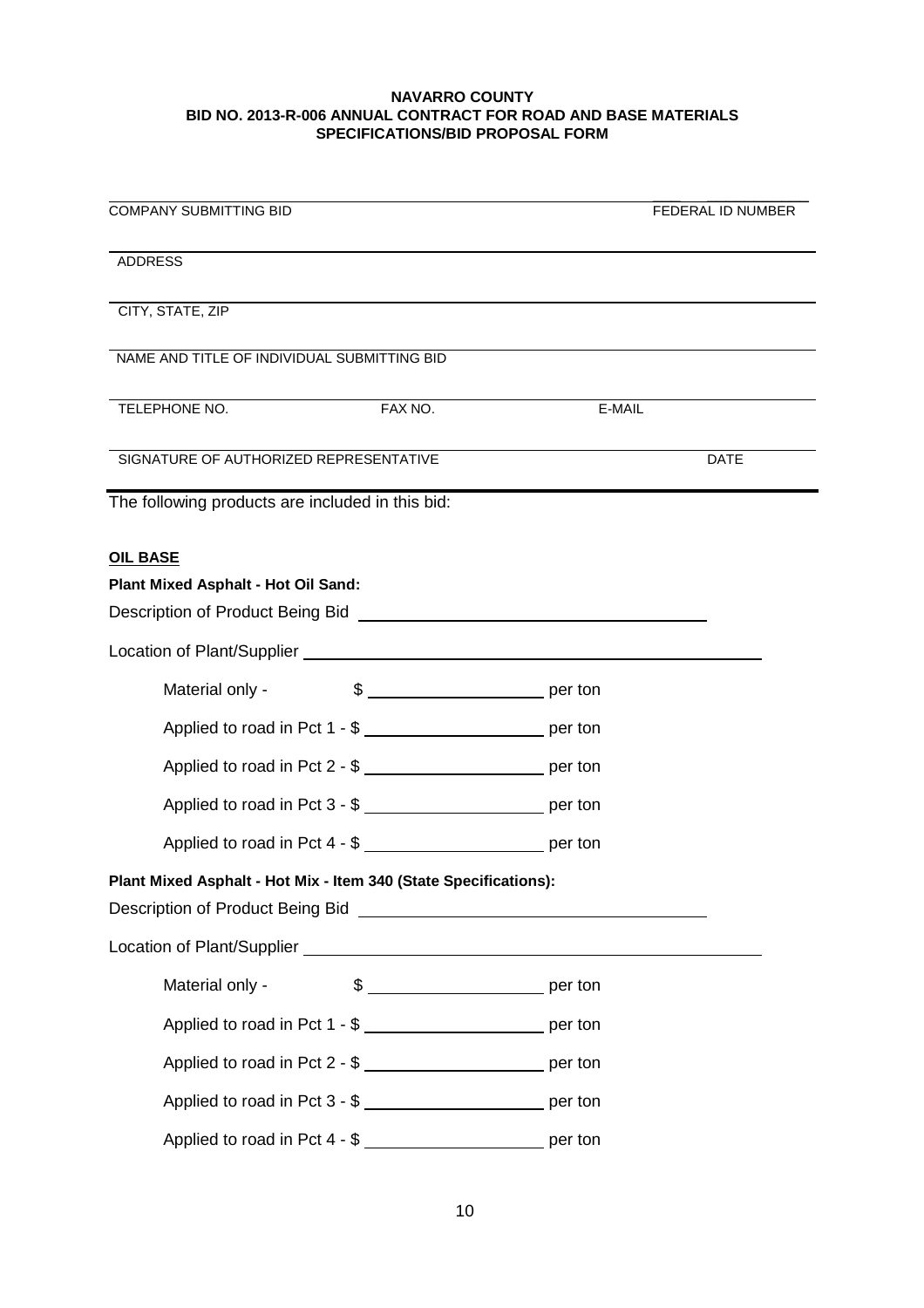**NAVARRO COUNTY**
**BID NO. 2013-R-006 ANNUAL CONTRACT FOR ROAD AND BASE MATERIALS**
**SPECIFICATIONS/BID PROPOSAL FORM**

| COMPANY SUBMITTING BID | | FEDERAL ID NUMBER |
|---|---|---|
| ADDRESS | | |
| CITY, STATE, ZIP | | |
| NAME AND TITLE OF INDIVIDUAL SUBMITTING BID | | |
| TELEPHONE NO. | FAX NO. | E-MAIL |
| SIGNATURE OF AUTHORIZED REPRESENTATIVE | | DATE |

The following products are included in this bid:

**OIL BASE**

**Plant Mixed Asphalt - Hot Oil Sand:**

Description of Product Being Bid ______________________________

Location of Plant/Supplier ______________________________

Material only - $ ____________ per ton

Applied to road in Pct 1 - $ ____________ per ton

Applied to road in Pct 2 - $ ____________ per ton

Applied to road in Pct 3 - $ ____________ per ton

Applied to road in Pct 4 - $ ____________ per ton

**Plant Mixed Asphalt - Hot Mix - Item 340 (State Specifications):**

Description of Product Being Bid ______________________________

Location of Plant/Supplier ______________________________

Material only - $ ____________ per ton

Applied to road in Pct 1 - $ ____________ per ton

Applied to road in Pct 2 - $ ____________ per ton

Applied to road in Pct 3 - $ ____________ per ton

Applied to road in Pct 4 - $ ____________ per ton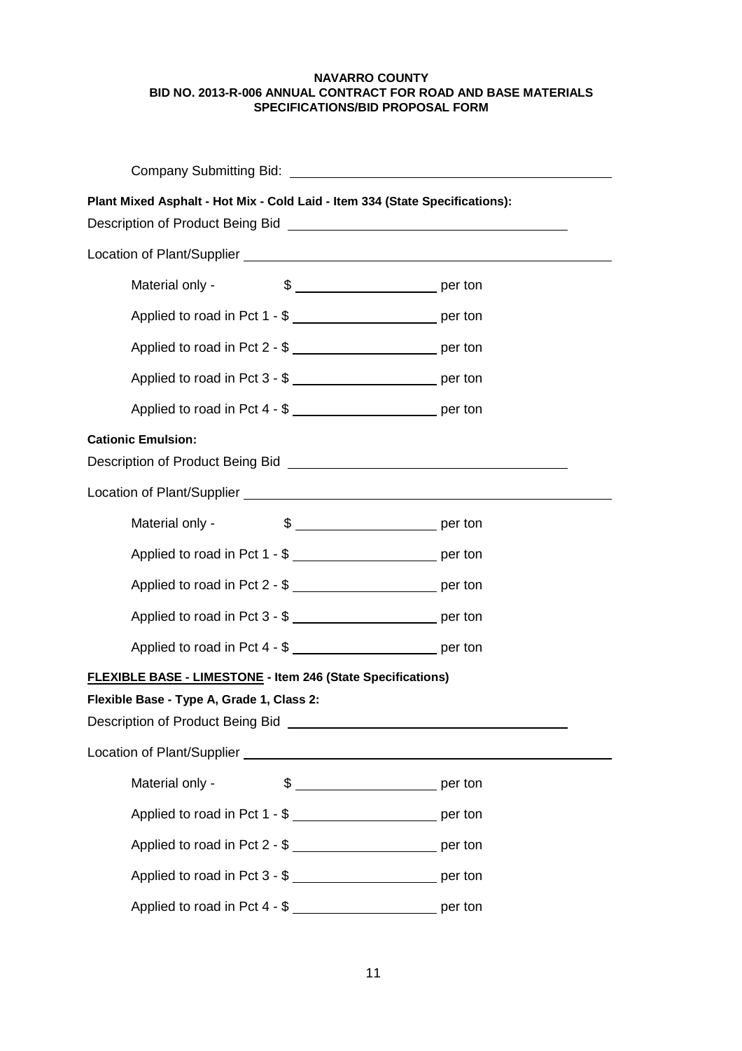**NAVARRO COUNTY**
**BID NO. 2013-R-006 ANNUAL CONTRACT FOR ROAD AND BASE MATERIALS**
**SPECIFICATIONS/BID PROPOSAL FORM**

Company Submitting Bid: ______________________________

**Plant Mixed Asphalt - Hot Mix - Cold Laid - Item 334 (State Specifications):**

Description of Product Being Bid ______________________________

Location of Plant/Supplier ______________________________

Material only - $ ____________ per ton

Applied to road in Pct 1 - $ ____________ per ton

Applied to road in Pct 2 - $ ____________ per ton

Applied to road in Pct 3 - $ ____________ per ton

Applied to road in Pct 4 - $ ____________ per ton

**Cationic Emulsion:**

Description of Product Being Bid ______________________________

Location of Plant/Supplier ______________________________

Material only - $ ____________ per ton

Applied to road in Pct 1 - $ ____________ per ton

Applied to road in Pct 2 - $ ____________ per ton

Applied to road in Pct 3 - $ ____________ per ton

Applied to road in Pct 4 - $ ____________ per ton

**FLEXIBLE BASE - LIMESTONE - Item 246 (State Specifications)**

**Flexible Base - Type A, Grade 1, Class 2:**

Description of Product Being Bid ______________________________

Location of Plant/Supplier ______________________________

Material only - $ ____________ per ton

Applied to road in Pct 1 - $ ____________ per ton

Applied to road in Pct 2 - $ ____________ per ton

Applied to road in Pct 3 - $ ____________ per ton

Applied to road in Pct 4 - $ ____________ per ton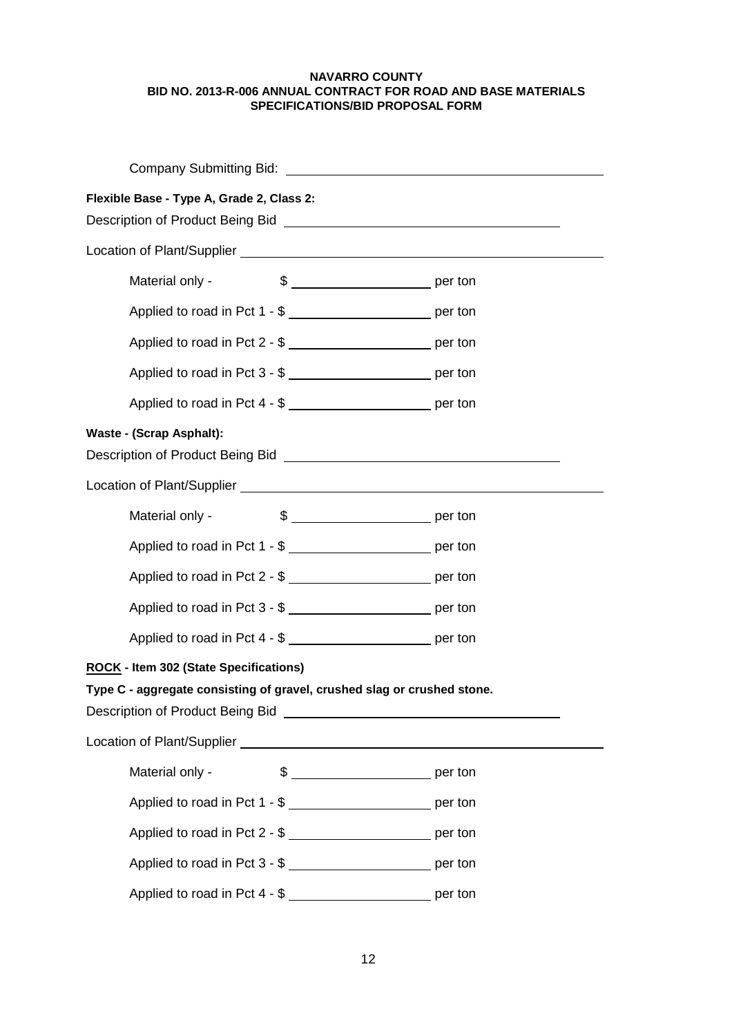**NAVARRO COUNTY**
**BID NO. 2013-R-006 ANNUAL CONTRACT FOR ROAD AND BASE MATERIALS**
**SPECIFICATIONS/BID PROPOSAL FORM**

Company Submitting Bid: ________________________________________

**Flexible Base - Type A, Grade 2, Class 2:**

Description of Product Being Bid ____________________________________

Location of Plant/Supplier ________________________________________

Material only - $ __________________ per ton

Applied to road in Pct 1 - $ __________________ per ton

Applied to road in Pct 2 - $ __________________ per ton

Applied to road in Pct 3 - $ __________________ per ton

Applied to road in Pct 4 - $ __________________ per ton

**Waste - (Scrap Asphalt):**

Description of Product Being Bid ____________________________________

Location of Plant/Supplier ________________________________________

Material only - $ __________________ per ton

Applied to road in Pct 1 - $ __________________ per ton

Applied to road in Pct 2 - $ __________________ per ton

Applied to road in Pct 3 - $ __________________ per ton

Applied to road in Pct 4 - $ __________________ per ton

**ROCK - Item 302 (State Specifications)**

**Type C - aggregate consisting of gravel, crushed slag or crushed stone.**

Description of Product Being Bid ____________________________________

Location of Plant/Supplier ________________________________________

Material only - $ __________________ per ton

Applied to road in Pct 1 - $ __________________ per ton

Applied to road in Pct 2 - $ __________________ per ton

Applied to road in Pct 3 - $ __________________ per ton

Applied to road in Pct 4 - $ __________________ per ton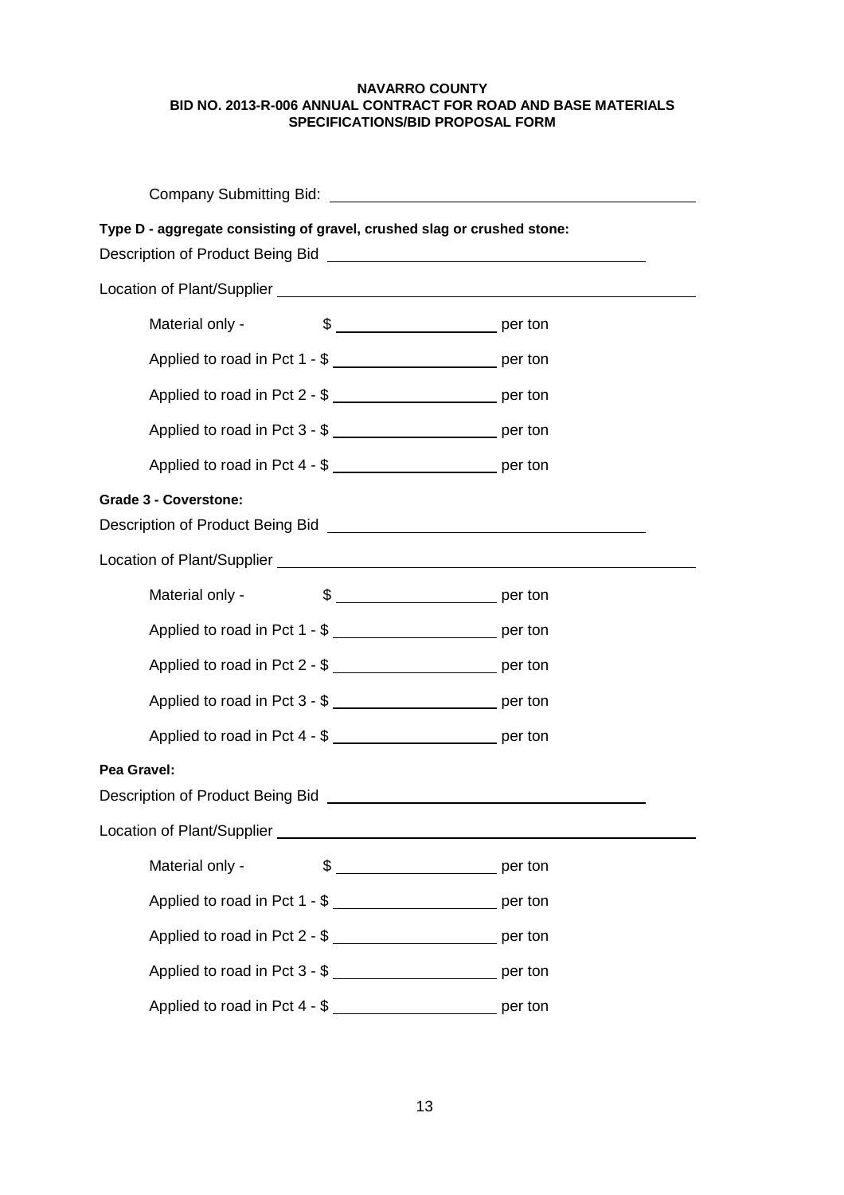**NAVARRO COUNTY**
**BID NO. 2013-R-006 ANNUAL CONTRACT FOR ROAD AND BASE MATERIALS**
**SPECIFICATIONS/BID PROPOSAL FORM**

Company Submitting Bid: ______________________________

**Type D - aggregate consisting of gravel, crushed slag or crushed stone:**

Description of Product Being Bid ______________________________

Location of Plant/Supplier ______________________________

Material only - $ ____________ per ton

Applied to road in Pct 1 - $ ____________ per ton

Applied to road in Pct 2 - $ ____________ per ton

Applied to road in Pct 3 - $ ____________ per ton

Applied to road in Pct 4 - $ ____________ per ton

**Grade 3 - Coverstone:**

Description of Product Being Bid ______________________________

Location of Plant/Supplier ______________________________

Material only - $ ____________ per ton

Applied to road in Pct 1 - $ ____________ per ton

Applied to road in Pct 2 - $ ____________ per ton

Applied to road in Pct 3 - $ ____________ per ton

Applied to road in Pct 4 - $ ____________ per ton

**Pea Gravel:**

Description of Product Being Bid ______________________________

Location of Plant/Supplier ______________________________

Material only - $ ____________ per ton

Applied to road in Pct 1 - $ ____________ per ton

Applied to road in Pct 2 - $ ____________ per ton

Applied to road in Pct 3 - $ ____________ per ton

Applied to road in Pct 4 - $ ____________ per ton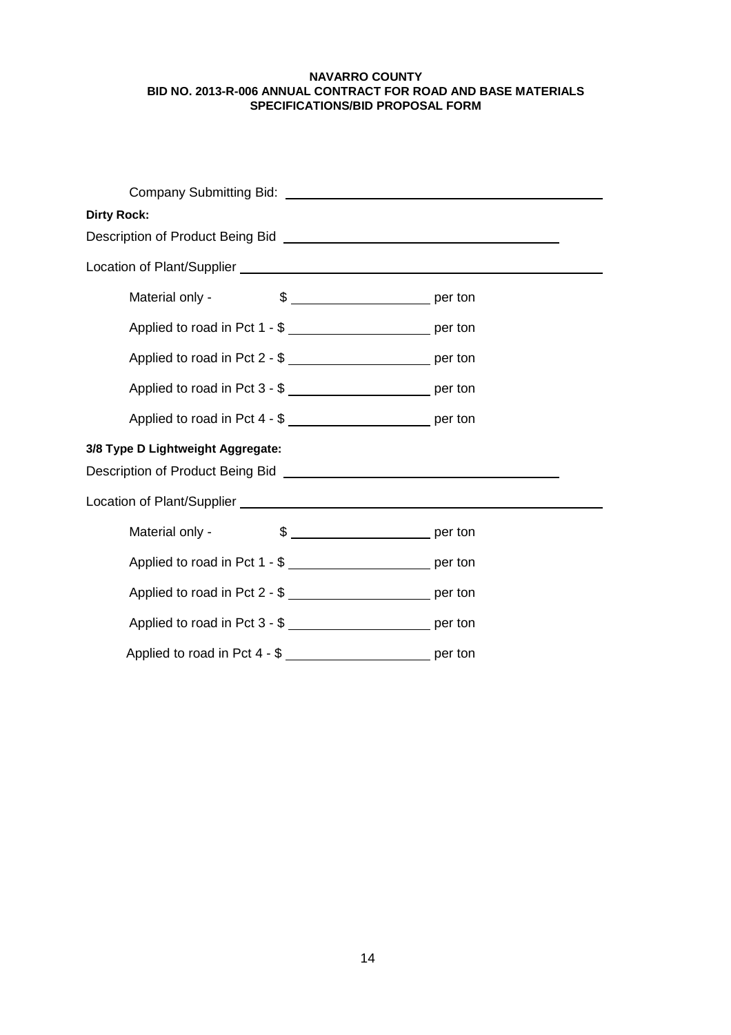**NAVARRO COUNTY**
**BID NO. 2013-R-006 ANNUAL CONTRACT FOR ROAD AND BASE MATERIALS**
**SPECIFICATIONS/BID PROPOSAL FORM**

Company Submitting Bid: ______________________________________________

**Dirty Rock:**

Description of Product Being Bid ________________________________________

Location of Plant/Supplier ______________________________________________

Material only - $ ____________________ per ton

Applied to road in Pct 1 - $ ____________________ per ton

Applied to road in Pct 2 - $ ____________________ per ton

Applied to road in Pct 3 - $ ____________________ per ton

Applied to road in Pct 4 - $ ____________________ per ton

**3/8 Type D Lightweight Aggregate:**

Description of Product Being Bid ________________________________________

Location of Plant/Supplier ______________________________________________

Material only - $ ____________________ per ton

Applied to road in Pct 1 - $ ____________________ per ton

Applied to road in Pct 2 - $ ____________________ per ton

Applied to road in Pct 3 - $ ____________________ per ton

Applied to road in Pct 4 - $ ____________________ per ton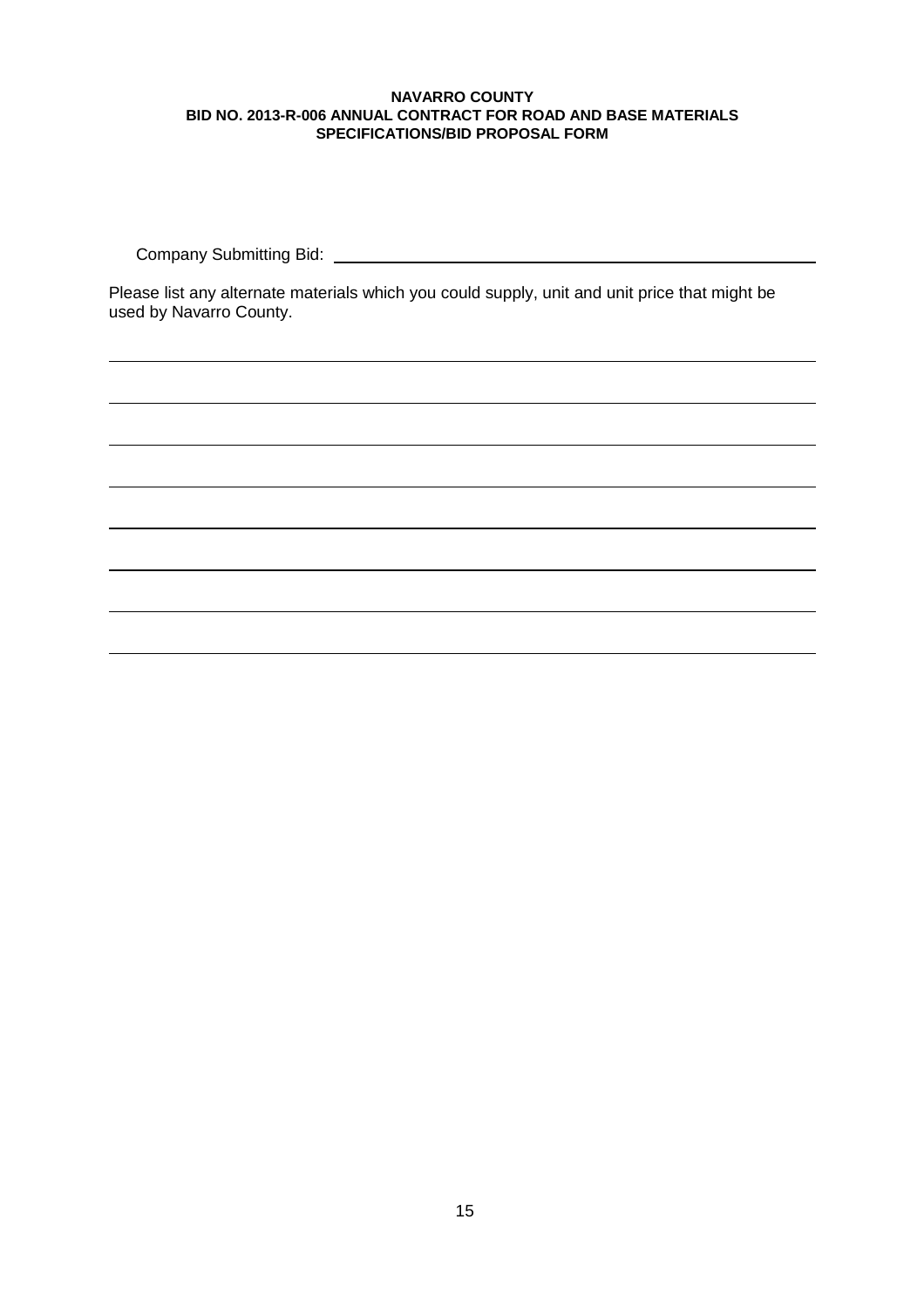**NAVARRO COUNTY**
**BID NO. 2013-R-006 ANNUAL CONTRACT FOR ROAD AND BASE MATERIALS**
**SPECIFICATIONS/BID PROPOSAL FORM**

Company Submitting Bid: ______________________________________________

Please list any alternate materials which you could supply, unit and unit price that might be used by Navarro County.

______________________________________________________________________

______________________________________________________________________

______________________________________________________________________

______________________________________________________________________

______________________________________________________________________

______________________________________________________________________

______________________________________________________________________

______________________________________________________________________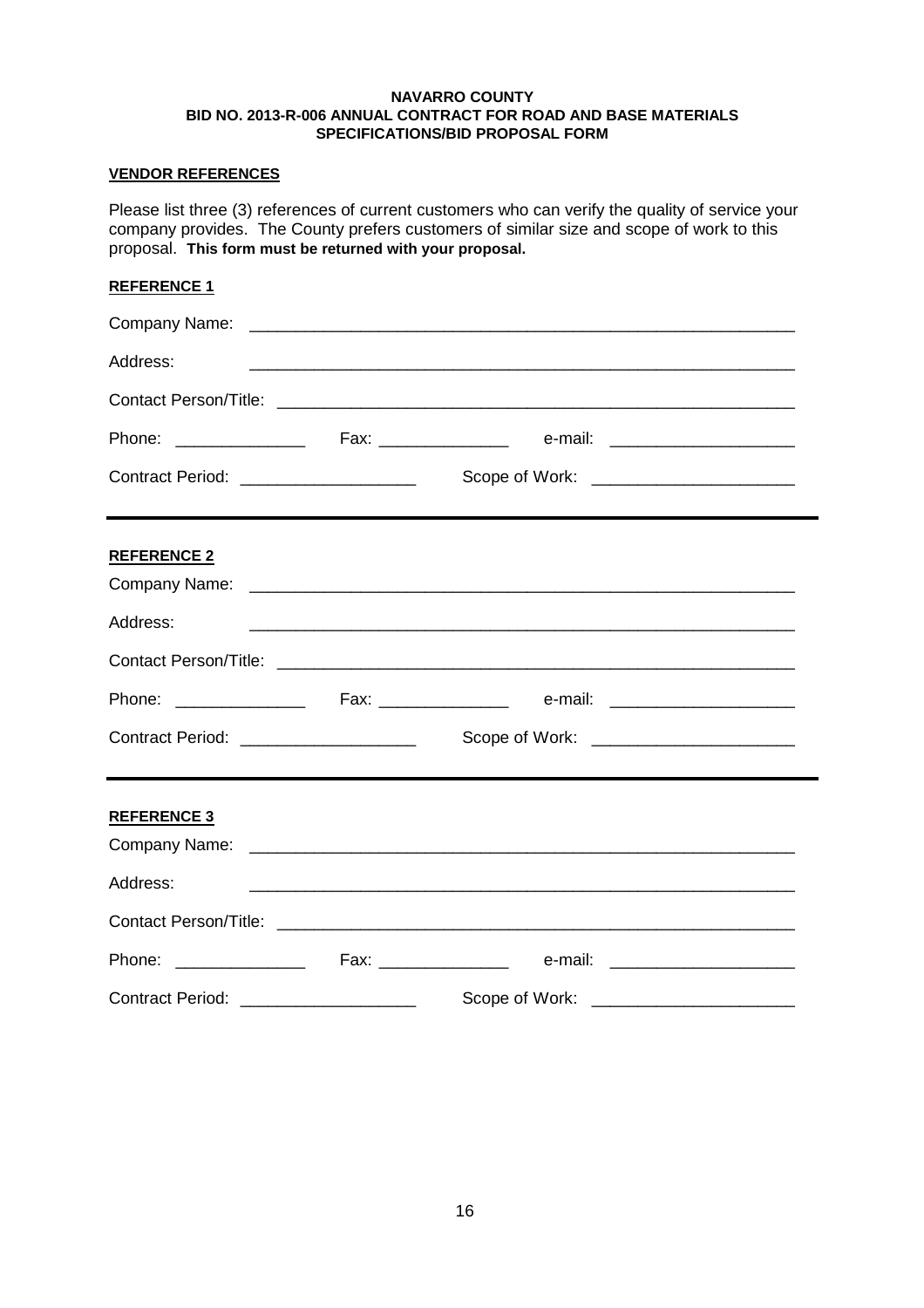**NAVARRO COUNTY**
**BID NO. 2013-R-006 ANNUAL CONTRACT FOR ROAD AND BASE MATERIALS**
**SPECIFICATIONS/BID PROPOSAL FORM**

**VENDOR REFERENCES**

Please list three (3) references of current customers who can verify the quality of service your company provides. The County prefers customers of similar size and scope of work to this proposal. **This form must be returned with your proposal.**

**REFERENCE 1**

Company Name: ____________________________________________________________

Address: ____________________________________________________________

Contact Person/Title: ____________________________________________________________

Phone: ______________ Fax: ______________ e-mail: ____________________

Contract Period: ___________________ Scope of Work: ______________________

---

**REFERENCE 2**

Company Name: ____________________________________________________________

Address: ____________________________________________________________

Contact Person/Title: ____________________________________________________________

Phone: ______________ Fax: ______________ e-mail: ____________________

Contract Period: ___________________ Scope of Work: ______________________

---

**REFERENCE 3**

Company Name: ____________________________________________________________

Address: ____________________________________________________________

Contact Person/Title: ____________________________________________________________

Phone: ______________ Fax: ______________ e-mail: ____________________

Contract Period: ___________________ Scope of Work: ______________________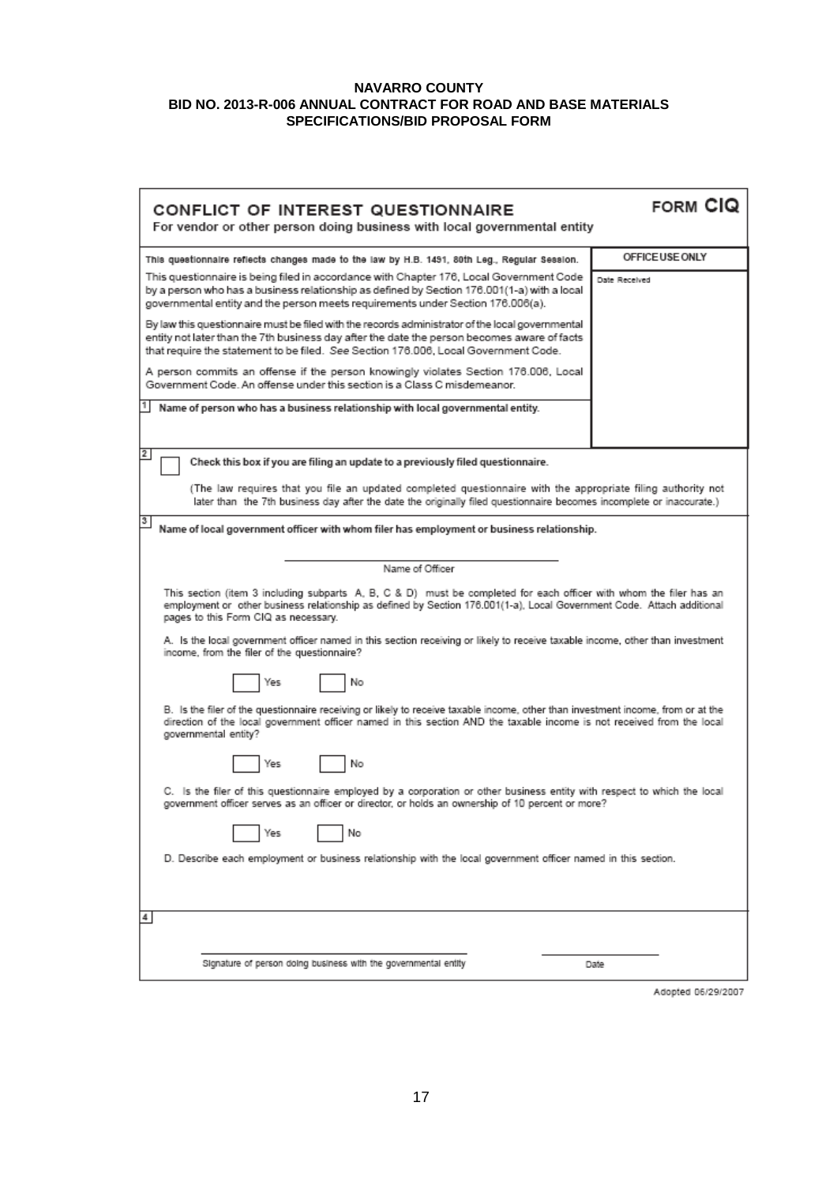**NAVARRO COUNTY**
**BID NO. 2013-R-006 ANNUAL CONTRACT FOR ROAD AND BASE MATERIALS**
**SPECIFICATIONS/BID PROPOSAL FORM**

## CONFLICT OF INTEREST QUESTIONNAIRE

**FORM CIQ**

For vendor or other person doing business with local governmental entity

| | OFFICE USE ONLY |
|---|---|
| This questionnaire reflects changes made to the law by H.B. 1491, 80th Leg., Regular Session. | Date Received |
| This questionnaire is being filed in accordance with Chapter 176, Local Government Code by a person who has a business relationship as defined by Section 176.001(1-a) with a local governmental entity and the person meets requirements under Section 176.006(a). | |
| By law this questionnaire must be filed with the records administrator of the local governmental entity not later than the 7th business day after the date the person becomes aware of facts that require the statement to be filed. *See* Section 176.006, Local Government Code. | |
| A person commits an offense if the person knowingly violates Section 176.006, Local Government Code. An offense under this section is a Class C misdemeanor. | |
| **1** Name of person who has a business relationship with local governmental entity. | |

**2** ☐ Check this box if you are filing an update to a previously filed questionnaire.

(The law requires that you file an updated completed questionnaire with the appropriate filing authority not later than the 7th business day after the date the originally filed questionnaire becomes incomplete or inaccurate.)

**3** Name of local government officer with whom filer has employment or business relationship.

______________________________
Name of Officer

This section (item 3 including subparts A, B, C & D) must be completed for each officer with whom the filer has an employment or other business relationship as defined by Section 176.001(1-a), Local Government Code. Attach additional pages to this Form CIQ as necessary.

A. Is the local government officer named in this section receiving or likely to receive taxable income, other than investment income, from the filer of the questionnaire?

☐ Yes ☐ No

B. Is the filer of the questionnaire receiving or likely to receive taxable income, other than investment income, from or at the direction of the local government officer named in this section AND the taxable income is not received from the local governmental entity?

☐ Yes ☐ No

C. Is the filer of this questionnaire employed by a corporation or other business entity with respect to which the local government officer serves as an officer or director, or holds an ownership of 10 percent or more?

☐ Yes ☐ No

D. Describe each employment or business relationship with the local government officer named in this section.

**4**

______________________________ ______________
Signature of person doing business with the governmental entity Date

Adopted 06/29/2007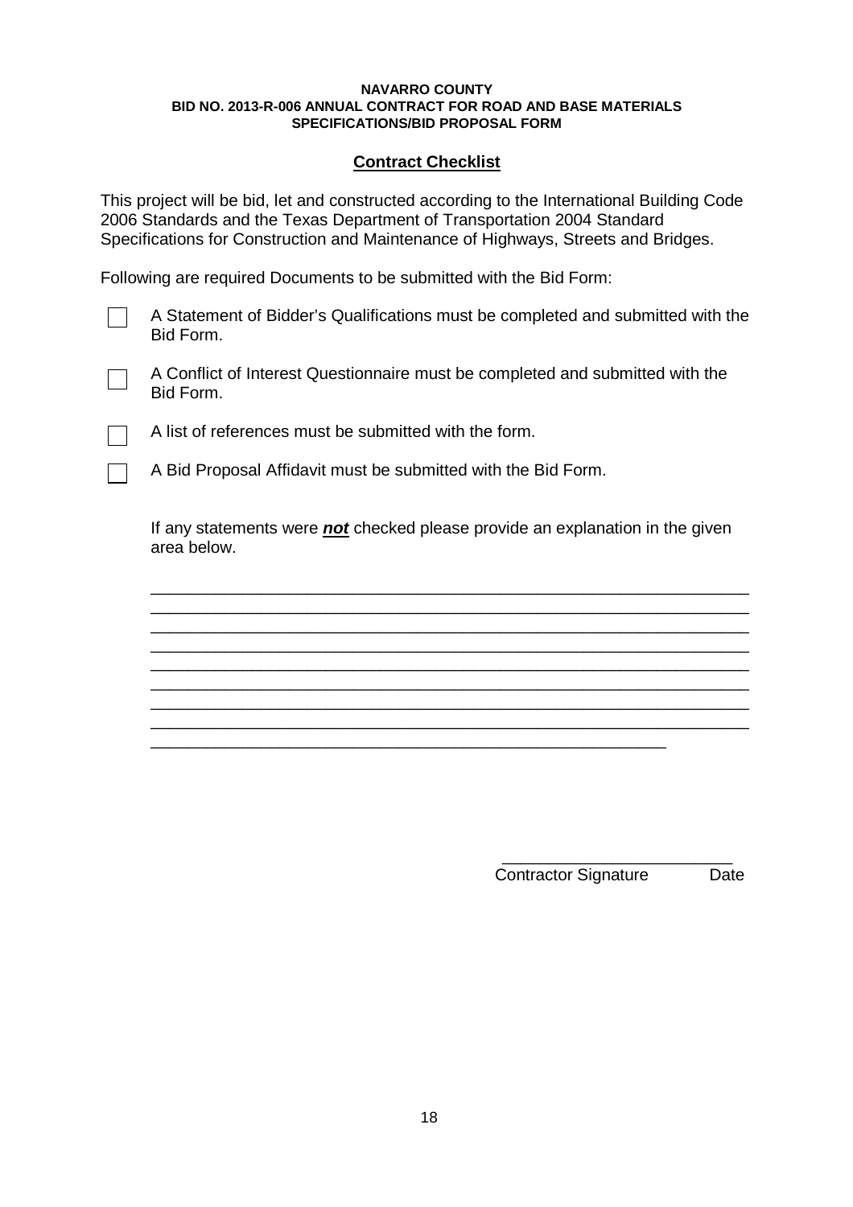**NAVARRO COUNTY**
**BID NO. 2013-R-006 ANNUAL CONTRACT FOR ROAD AND BASE MATERIALS**
**SPECIFICATIONS/BID PROPOSAL FORM**

## Contract Checklist

This project will be bid, let and constructed according to the International Building Code 2006 Standards and the Texas Department of Transportation 2004 Standard Specifications for Construction and Maintenance of Highways, Streets and Bridges.

Following are required Documents to be submitted with the Bid Form:

- [ ] A Statement of Bidder's Qualifications must be completed and submitted with the Bid Form.
- [ ] A Conflict of Interest Questionnaire must be completed and submitted with the Bid Form.
- [ ] A list of references must be submitted with the form.
- [ ] A Bid Proposal Affidavit must be submitted with the Bid Form.

If any statements were ***not*** checked please provide an explanation in the given area below.

_____________________________________________________________________
_____________________________________________________________________
_____________________________________________________________________
_____________________________________________________________________
_____________________________________________________________________
_____________________________________________________________________
_____________________________________________________________________
_____________________________________________________________________
___________________________________________________________

_________________________
Contractor Signature Date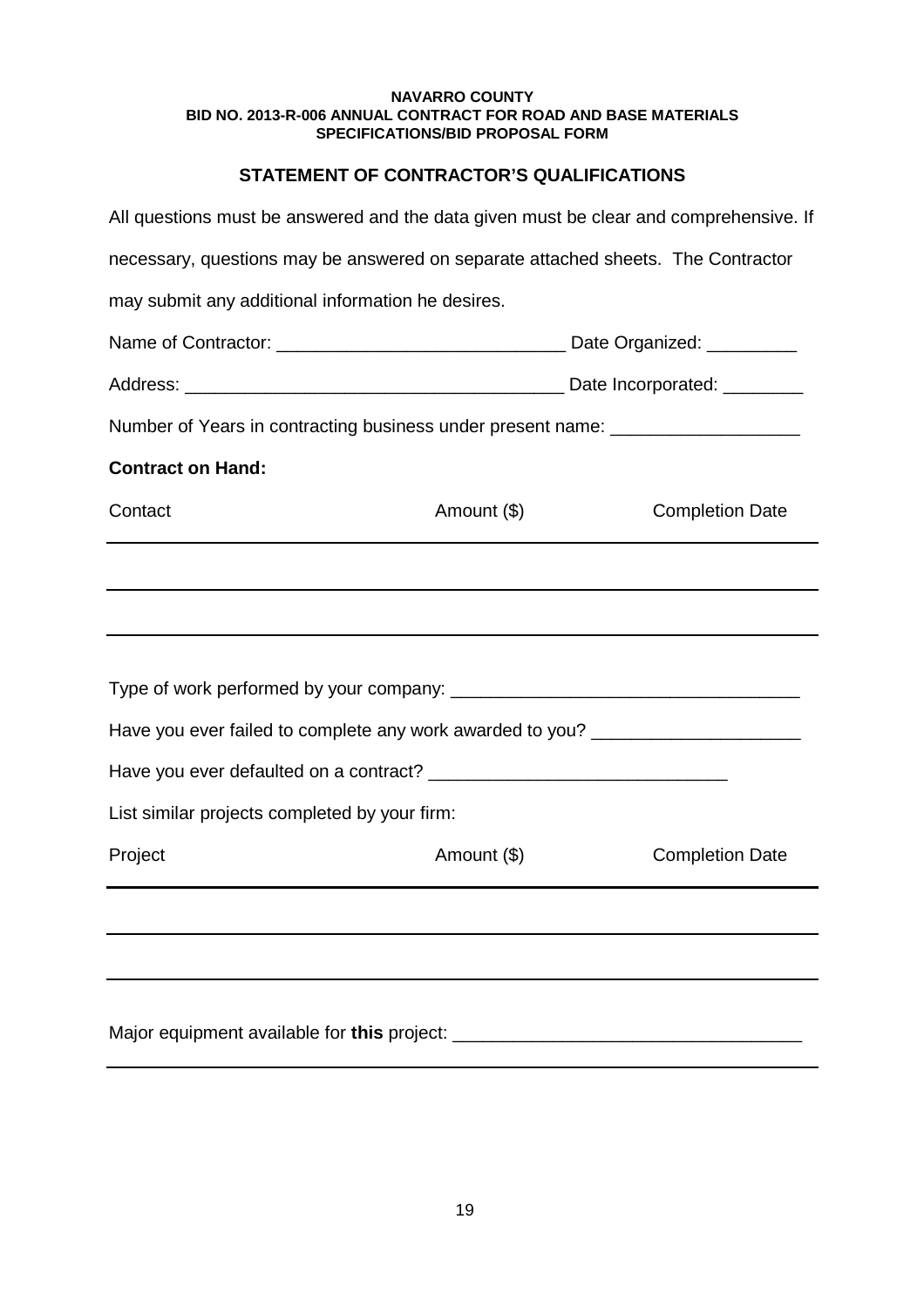**NAVARRO COUNTY**
**BID NO. 2013-R-006 ANNUAL CONTRACT FOR ROAD AND BASE MATERIALS**
**SPECIFICATIONS/BID PROPOSAL FORM**

## STATEMENT OF CONTRACTOR'S QUALIFICATIONS

All questions must be answered and the data given must be clear and comprehensive. If necessary, questions may be answered on separate attached sheets. The Contractor may submit any additional information he desires.

Name of Contractor: ____________________________ Date Organized: _________

Address: _____________________________________ Date Incorporated: ________

Number of Years in contracting business under present name: __________________

**Contract on Hand:**

| Contact | Amount ($) | Completion Date |
|---|---|---|
| | | |
| | | |
| | | |

Type of work performed by your company: __________________________________

Have you ever failed to complete any work awarded to you? ____________________

Have you ever defaulted on a contract? _____________________________

List similar projects completed by your firm:

| Project | Amount ($) | Completion Date |
|---|---|---|
| | | |
| | | |
| | | |

Major equipment available for **this** project: __________________________________

_____________________________________________________________________